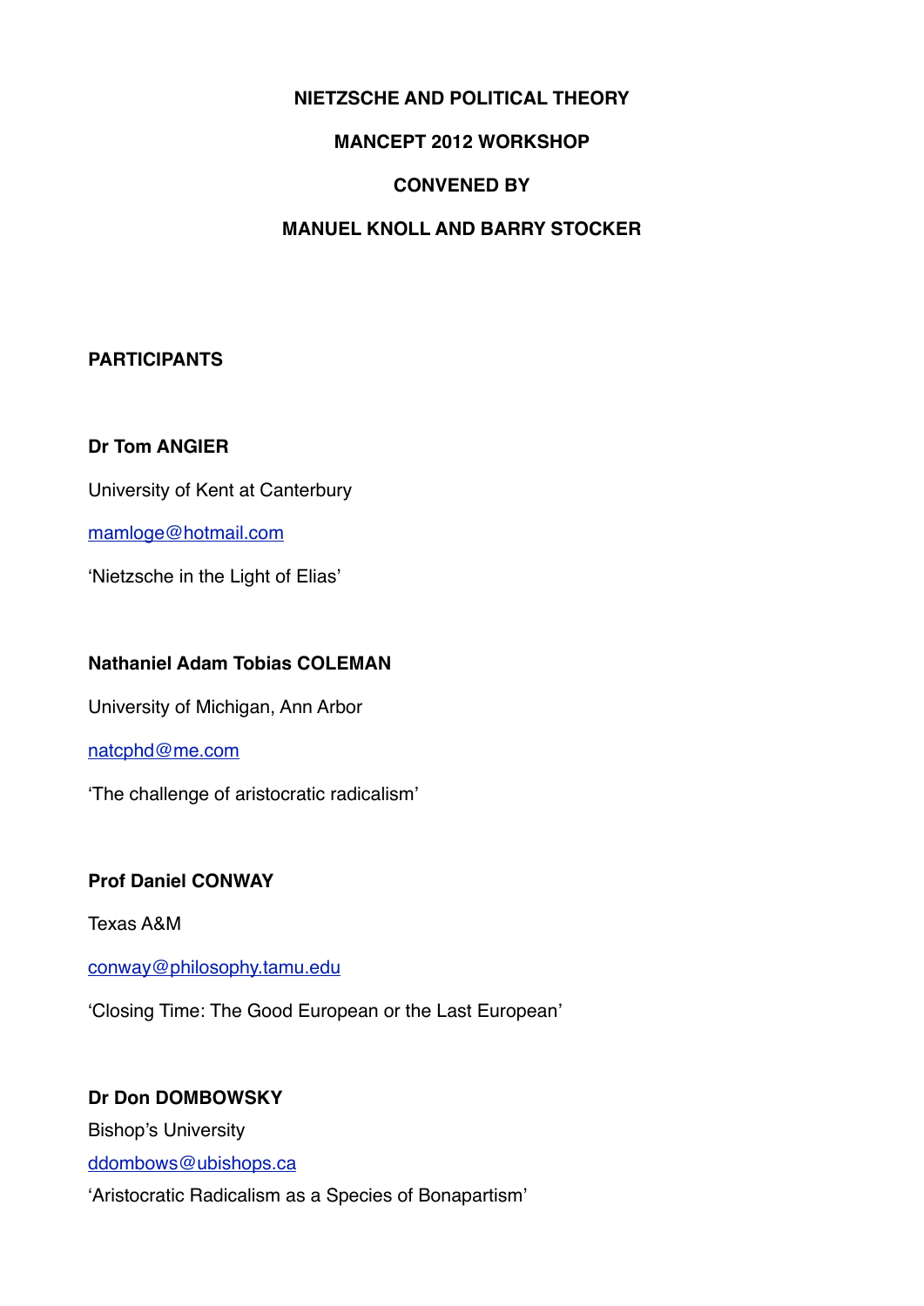**NIETZSCHE AND POLITICAL THEORY**

**MANCEPT 2012 WORKSHOP**

**CONVENED BY**

**MANUEL KNOLL AND BARRY STOCKER**

**PARTICIPANTS**

**Dr Tom ANGIER**

University of Kent at Canterbury

mamloge@hotmail.com

'Nietzsche in the Light of Elias'

**Nathaniel Adam Tobias COLEMAN**

University of Michigan, Ann Arbor

natcphd@me.com

'The challenge of aristocratic radicalism'

**Prof Daniel CONWAY**

Texas A&M

conway@philosophy.tamu.edu

'Closing Time: The Good European or the Last European'

**Dr Don DOMBOWSKY**

Bishop's University

ddombows@ubishops.ca

'Aristocratic Radicalism as a Species of Bonapartism'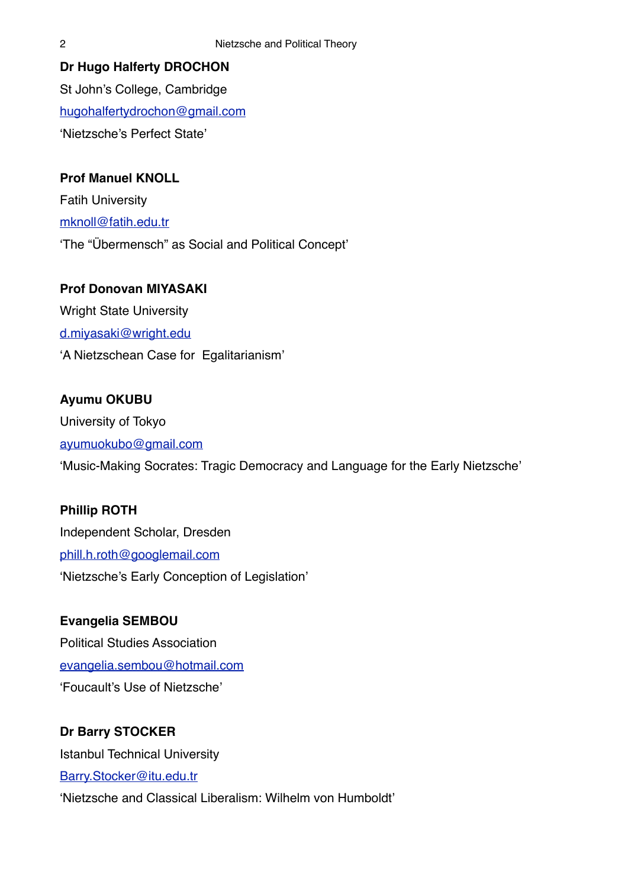**Dr Hugo Halferty DROCHON**

St John’s College, Cambridge

hugohalfertydrochon@gmail.com

‘Nietzsche’s Perfect State’

**Prof Manuel KNOLL**

Fatih University

mknoll@fatih.edu.tr

‘The “Übermensch” as Social and Political Concept’

**Prof Donovan MIYASAKI**

Wright State University

d.miyasaki@wright.edu

‘A Nietzschean Case for  Egalitarianism’

**Ayumu OKUBU**

University of Tokyo

ayumuokubo@gmail.com

‘Music-Making Socrates: Tragic Democracy and Language for the Early Nietzsche’

**Phillip ROTH**

Independent Scholar, Dresden

phill.h.roth@googlemail.com

‘Nietzsche’s Early Conception of Legislation’

**Evangelia SEMBOU**

Political Studies Association

evangelia.sembou@hotmail.com

‘Foucault’s Use of Nietzsche’

**Dr Barry STOCKER**

Istanbul Technical University

Barry.Stocker@itu.edu.tr

‘Nietzsche and Classical Liberalism: Wilhelm von Humboldt’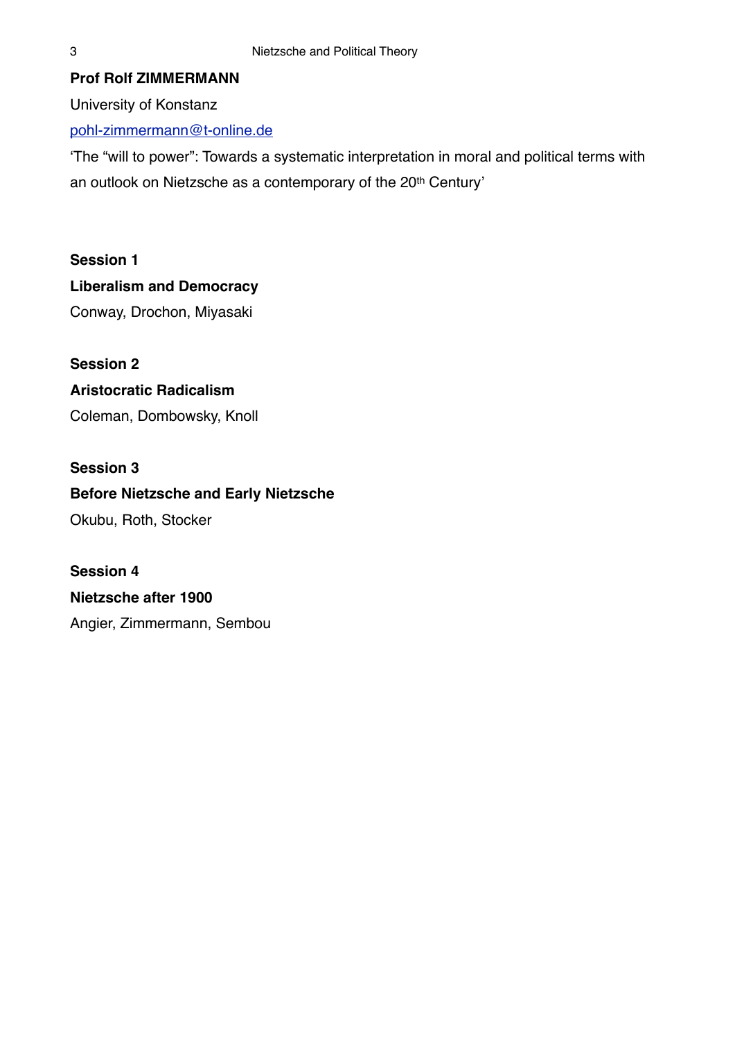**Prof Rolf ZIMMERMANN**

University of Konstanz

pohl-zimmermann@t-online.de

'The "will to power": Towards a systematic interpretation in moral and political terms with an outlook on Nietzsche as a contemporary of the 20th Century'

**Session 1**

**Liberalism and Democracy**

Conway, Drochon, Miyasaki

**Session 2**

**Aristocratic Radicalism**

Coleman, Dombowsky, Knoll

**Session 3**

**Before Nietzsche and Early Nietzsche**

Okubu, Roth, Stocker

**Session 4**

**Nietzsche after 1900**

Angier, Zimmermann, Sembou